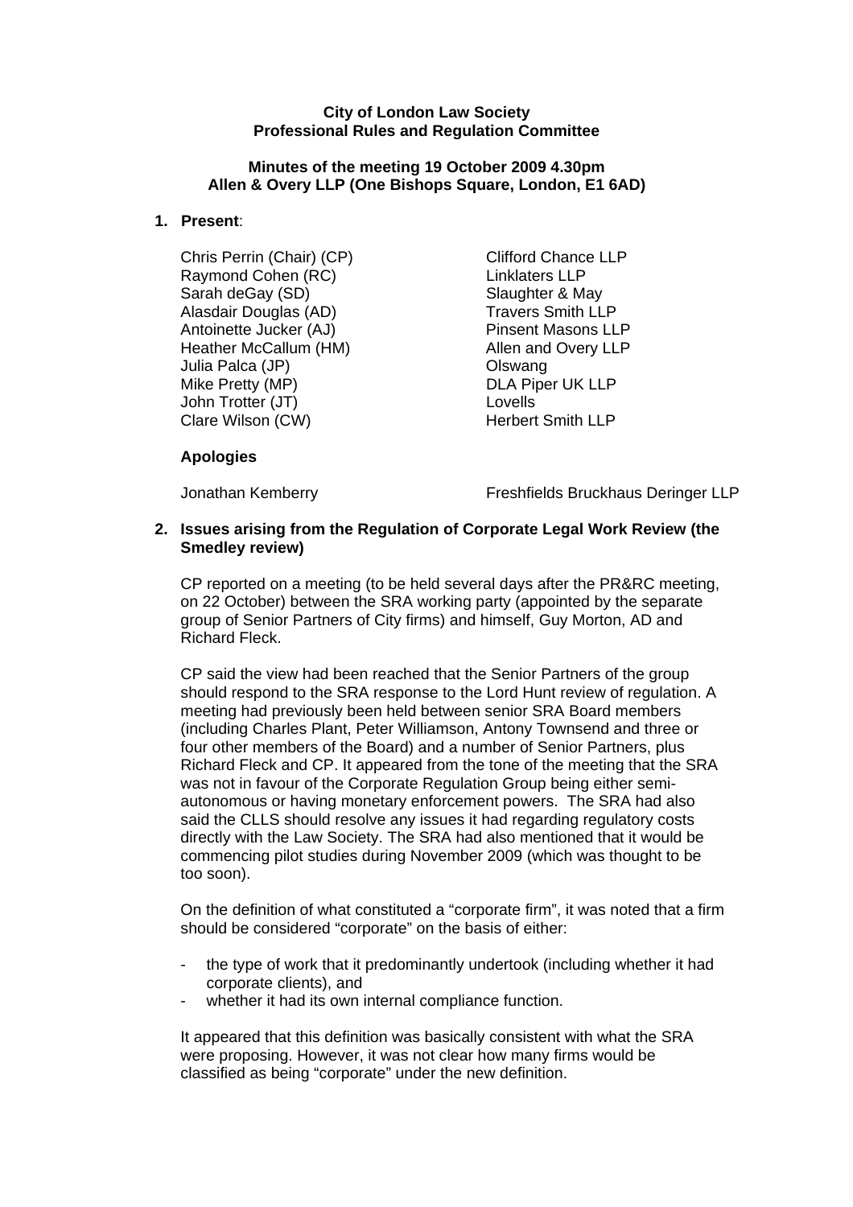**City of London Law Society**
**Professional Rules and Regulation Committee**

**Minutes of the meeting 19 October 2009 4.30pm**
**Allen & Overy LLP (One Bishops Square, London, E1 6AD)**

1. **Present**:

| | |
|---|---|
| Chris Perrin (Chair) (CP) | Clifford Chance LLP |
| Raymond Cohen (RC) | Linklaters LLP |
| Sarah deGay (SD) | Slaughter & May |
| Alasdair Douglas (AD) | Travers Smith LLP |
| Antoinette Jucker (AJ) | Pinsent Masons LLP |
| Heather McCallum (HM) | Allen and Overy LLP |
| Julia Palca (JP) | Olswang |
| Mike Pretty (MP) | DLA Piper UK LLP |
| John Trotter (JT) | Lovells |
| Clare Wilson (CW) | Herbert Smith LLP |

**Apologies**

| | |
|---|---|
| Jonathan Kemberry | Freshfields Bruckhaus Deringer LLP |

2. **Issues arising from the Regulation of Corporate Legal Work Review (the Smedley review)**

CP reported on a meeting (to be held several days after the PR&RC meeting, on 22 October) between the SRA working party (appointed by the separate group of Senior Partners of City firms) and himself, Guy Morton, AD and Richard Fleck.

CP said the view had been reached that the Senior Partners of the group should respond to the SRA response to the Lord Hunt review of regulation. A meeting had previously been held between senior SRA Board members (including Charles Plant, Peter Williamson, Antony Townsend and three or four other members of the Board) and a number of Senior Partners, plus Richard Fleck and CP. It appeared from the tone of the meeting that the SRA was not in favour of the Corporate Regulation Group being either semi-autonomous or having monetary enforcement powers. The SRA had also said the CLLS should resolve any issues it had regarding regulatory costs directly with the Law Society. The SRA had also mentioned that it would be commencing pilot studies during November 2009 (which was thought to be too soon).

On the definition of what constituted a "corporate firm", it was noted that a firm should be considered "corporate" on the basis of either:

- the type of work that it predominantly undertook (including whether it had corporate clients), and
- whether it had its own internal compliance function.

It appeared that this definition was basically consistent with what the SRA were proposing. However, it was not clear how many firms would be classified as being "corporate" under the new definition.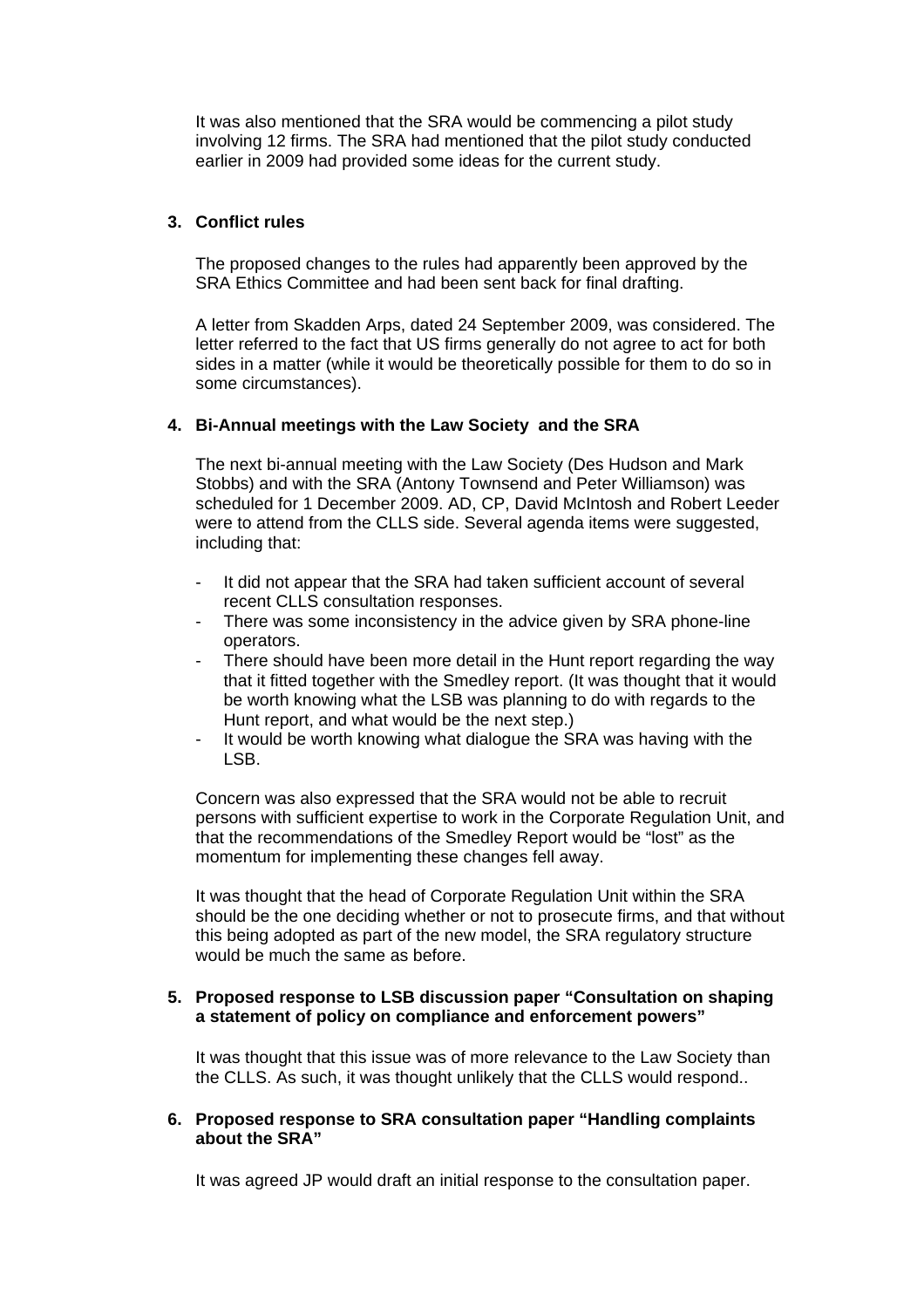It was also mentioned that the SRA would be commencing a pilot study involving 12 firms. The SRA had mentioned that the pilot study conducted earlier in 2009 had provided some ideas for the current study.

**3. Conflict rules**

The proposed changes to the rules had apparently been approved by the SRA Ethics Committee and had been sent back for final drafting.

A letter from Skadden Arps, dated 24 September 2009, was considered. The letter referred to the fact that US firms generally do not agree to act for both sides in a matter (while it would be theoretically possible for them to do so in some circumstances).

**4. Bi-Annual meetings with the Law Society and the SRA**

The next bi-annual meeting with the Law Society (Des Hudson and Mark Stobbs) and with the SRA (Antony Townsend and Peter Williamson) was scheduled for 1 December 2009. AD, CP, David McIntosh and Robert Leeder were to attend from the CLLS side. Several agenda items were suggested, including that:

- It did not appear that the SRA had taken sufficient account of several recent CLLS consultation responses.
- There was some inconsistency in the advice given by SRA phone-line operators.
- There should have been more detail in the Hunt report regarding the way that it fitted together with the Smedley report. (It was thought that it would be worth knowing what the LSB was planning to do with regards to the Hunt report, and what would be the next step.)
- It would be worth knowing what dialogue the SRA was having with the LSB.

Concern was also expressed that the SRA would not be able to recruit persons with sufficient expertise to work in the Corporate Regulation Unit, and that the recommendations of the Smedley Report would be “lost” as the momentum for implementing these changes fell away.

It was thought that the head of Corporate Regulation Unit within the SRA should be the one deciding whether or not to prosecute firms, and that without this being adopted as part of the new model, the SRA regulatory structure would be much the same as before.

**5. Proposed response to LSB discussion paper “Consultation on shaping a statement of policy on compliance and enforcement powers”**

It was thought that this issue was of more relevance to the Law Society than the CLLS. As such, it was thought unlikely that the CLLS would respond..

**6. Proposed response to SRA consultation paper “Handling complaints about the SRA”**

It was agreed JP would draft an initial response to the consultation paper.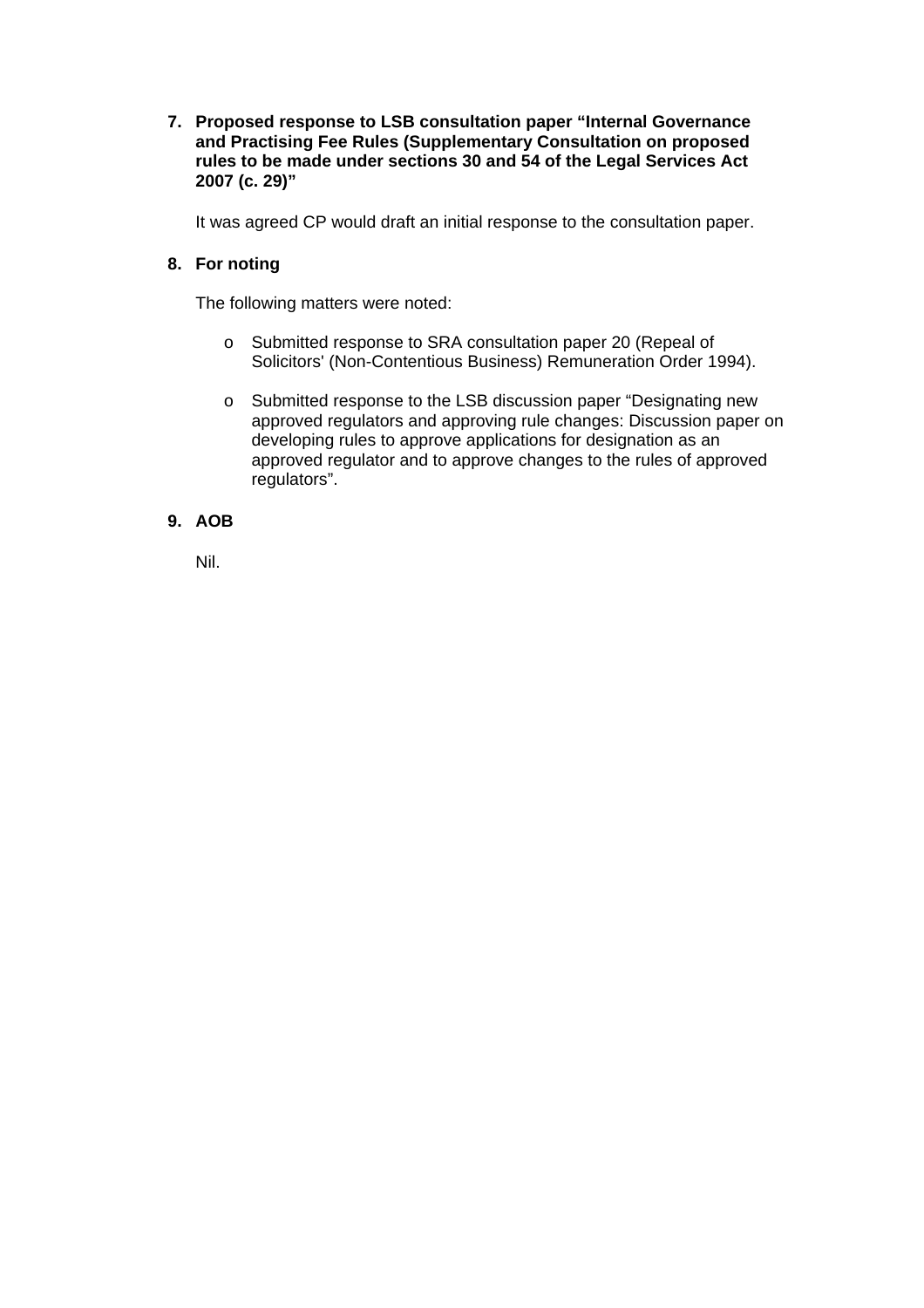7. **Proposed response to LSB consultation paper "Internal Governance and Practising Fee Rules (Supplementary Consultation on proposed rules to be made under sections 30 and 54 of the Legal Services Act 2007 (c. 29)"**

   It was agreed CP would draft an initial response to the consultation paper.

8. **For noting**

   The following matters were noted:

   - Submitted response to SRA consultation paper 20 (Repeal of Solicitors' (Non-Contentious Business) Remuneration Order 1994).

   - Submitted response to the LSB discussion paper "Designating new approved regulators and approving rule changes: Discussion paper on developing rules to approve applications for designation as an approved regulator and to approve changes to the rules of approved regulators".

9. **AOB**

   Nil.